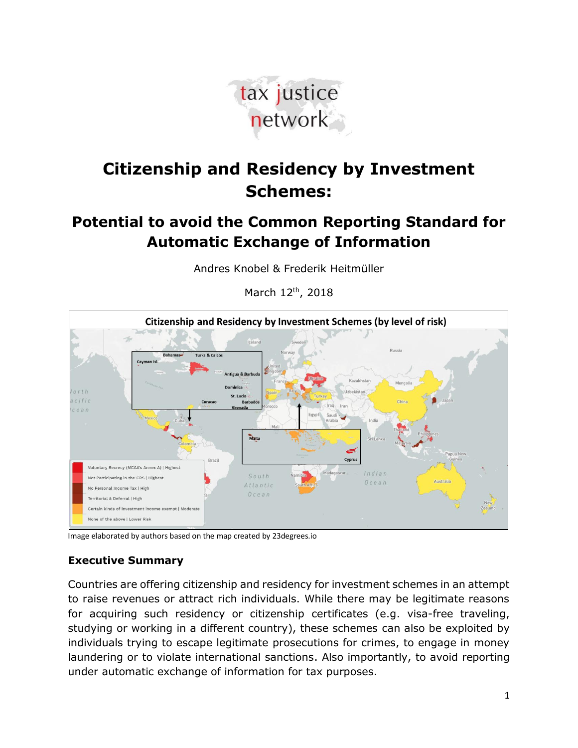# Citizenship and Residency by Investment Schemes:

## Potential to avoid the Common Reporting Standard for Automatic Exchange of Information

Andres Knobel & Frederik Heitmüller

March 12th, 2018

Image elaborated by authors based on the map created by 23degrees.io

### Executive Summary

Countries are offering citizenship and residency for investment schemes in an attempt to raise revenues or attract rich individuals. While there may be legitimate reasons for acquiring such residency or citizenship certificates (e.g. visa-free traveling, studying or working in a different country), these schemes can also be exploited by individuals trying to escape legitimate prosecutions for crimes, to engage in money laundering or to violate international sanctions. Also importantly, to avoid reporting under automatic exchange of information for tax purposes.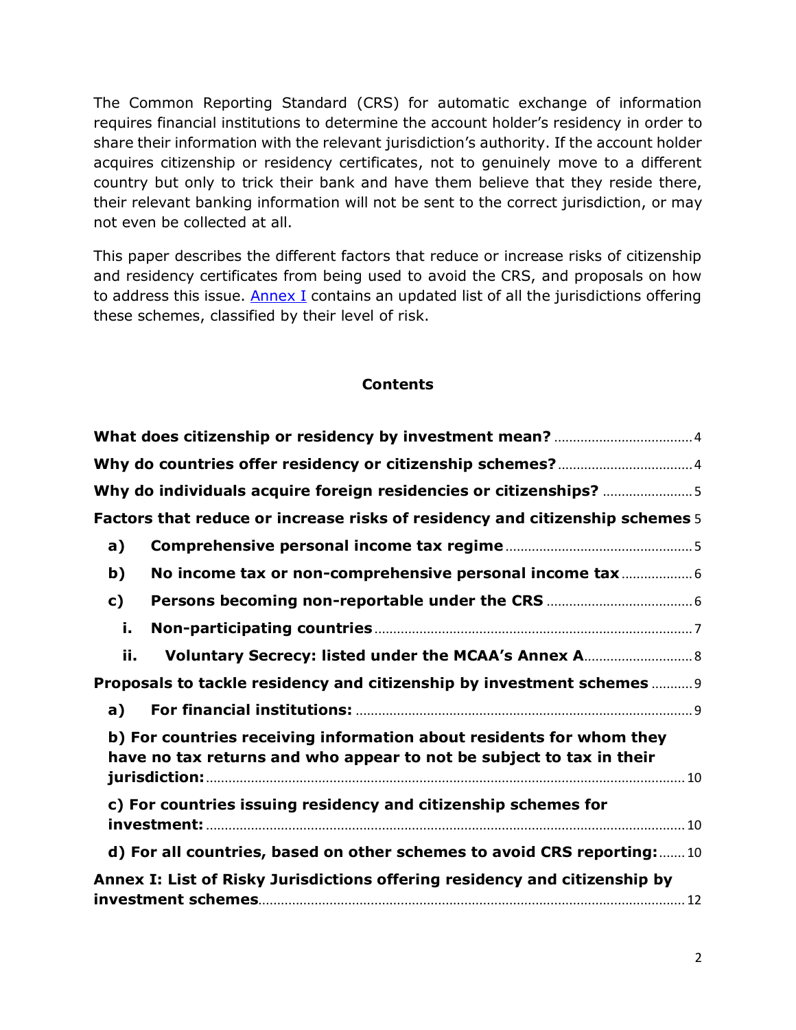The Common Reporting Standard (CRS) for automatic exchange of information requires financial institutions to determine the account holder's residency in order to share their information with the relevant jurisdiction's authority. If the account holder acquires citizenship or residency certificates, not to genuinely move to a different country but only to trick their bank and have them believe that they reside there, their relevant banking information will not be sent to the correct jurisdiction, or may not even be collected at all.

This paper describes the different factors that reduce or increase risks of citizenship and residency certificates from being used to avoid the CRS, and proposals on how to address this issue. Annex I contains an updated list of all the jurisdictions offering these schemes, classified by their level of risk.

## Contents

- **What does citizenship or residency by investment mean?** ..... 4
- **Why do countries offer residency or citizenship schemes?** ..... 4
- **Why do individuals acquire foreign residencies or citizenships?** ..... 5
- **Factors that reduce or increase risks of residency and citizenship schemes** 5
  - **a) Comprehensive personal income tax regime** ..... 5
  - **b) No income tax or non-comprehensive personal income tax** ..... 6
  - **c) Persons becoming non-reportable under the CRS** ..... 6
    - **i. Non-participating countries** ..... 7
    - **ii. Voluntary Secrecy: listed under the MCAA's Annex A** ..... 8
- **Proposals to tackle residency and citizenship by investment schemes** ..... 9
  - **a) For financial institutions:** ..... 9
  - **b) For countries receiving information about residents for whom they have no tax returns and who appear to not be subject to tax in their jurisdiction:** ..... 10
  - **c) For countries issuing residency and citizenship schemes for investment:** ..... 10
  - **d) For all countries, based on other schemes to avoid CRS reporting:** ..... 10
- **Annex I: List of Risky Jurisdictions offering residency and citizenship by investment schemes** ..... 12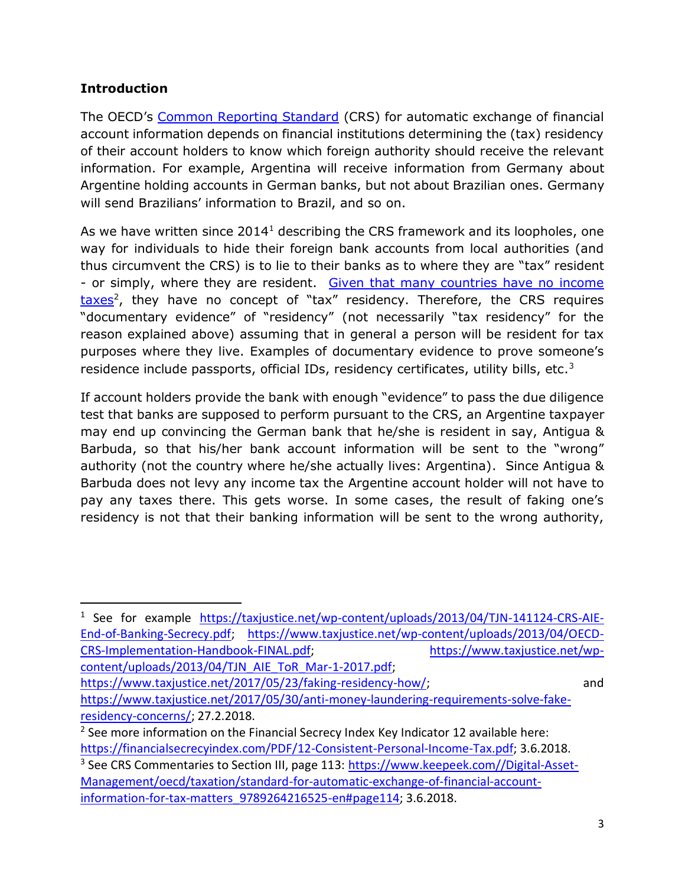## Introduction

The OECD's [Common Reporting Standard](#) (CRS) for automatic exchange of financial account information depends on financial institutions determining the (tax) residency of their account holders to know which foreign authority should receive the relevant information. For example, Argentina will receive information from Germany about Argentine holding accounts in German banks, but not about Brazilian ones. Germany will send Brazilians' information to Brazil, and so on.

As we have written since 2014[1] describing the CRS framework and its loopholes, one way for individuals to hide their foreign bank accounts from local authorities (and thus circumvent the CRS) is to lie to their banks as to where they are "tax" resident - or simply, where they are resident. [Given that many countries have no income taxes](#)[2], they have no concept of "tax" residency. Therefore, the CRS requires "documentary evidence" of "residency" (not necessarily "tax residency" for the reason explained above) assuming that in general a person will be resident for tax purposes where they live. Examples of documentary evidence to prove someone's residence include passports, official IDs, residency certificates, utility bills, etc.[3]

If account holders provide the bank with enough "evidence" to pass the due diligence test that banks are supposed to perform pursuant to the CRS, an Argentine taxpayer may end up convincing the German bank that he/she is resident in say, Antigua & Barbuda, so that his/her bank account information will be sent to the "wrong" authority (not the country where he/she actually lives: Argentina). Since Antigua & Barbuda does not levy any income tax the Argentine account holder will not have to pay any taxes there. This gets worse. In some cases, the result of faking one's residency is not that their banking information will be sent to the wrong authority,

---

[1] See for example https://taxjustice.net/wp-content/uploads/2013/04/TJN-141124-CRS-AIE-End-of-Banking-Secrecy.pdf; https://www.taxjustice.net/wp-content/uploads/2013/04/OECD-CRS-Implementation-Handbook-FINAL.pdf; https://www.taxjustice.net/wp-content/uploads/2013/04/TJN_AIE_ToR_Mar-1-2017.pdf; https://www.taxjustice.net/2017/05/23/faking-residency-how/; and https://www.taxjustice.net/2017/05/30/anti-money-laundering-requirements-solve-fake-residency-concerns/; 27.2.2018.

[2] See more information on the Financial Secrecy Index Key Indicator 12 available here: https://financialsecrecyindex.com/PDF/12-Consistent-Personal-Income-Tax.pdf; 3.6.2018.

[3] See CRS Commentaries to Section III, page 113: https://www.keepeek.com//Digital-Asset-Management/oecd/taxation/standard-for-automatic-exchange-of-financial-account-information-for-tax-matters_9789264216525-en#page114; 3.6.2018.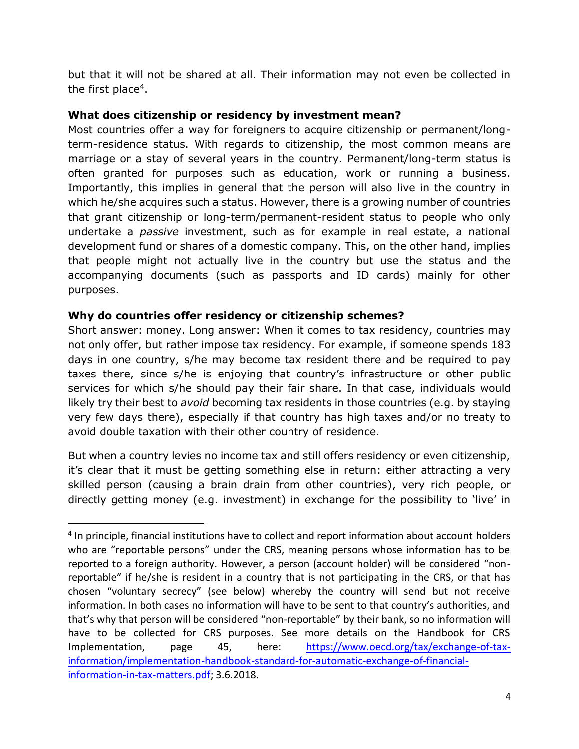but that it will not be shared at all. Their information may not even be collected in the first place[4].

**What does citizenship or residency by investment mean?**

Most countries offer a way for foreigners to acquire citizenship or permanent/long-term-residence status. With regards to citizenship, the most common means are marriage or a stay of several years in the country. Permanent/long-term status is often granted for purposes such as education, work or running a business. Importantly, this implies in general that the person will also live in the country in which he/she acquires such a status. However, there is a growing number of countries that grant citizenship or long-term/permanent-resident status to people who only undertake a *passive* investment, such as for example in real estate, a national development fund or shares of a domestic company. This, on the other hand, implies that people might not actually live in the country but use the status and the accompanying documents (such as passports and ID cards) mainly for other purposes.

**Why do countries offer residency or citizenship schemes?**

Short answer: money. Long answer: When it comes to tax residency, countries may not only offer, but rather impose tax residency. For example, if someone spends 183 days in one country, s/he may become tax resident there and be required to pay taxes there, since s/he is enjoying that country's infrastructure or other public services for which s/he should pay their fair share. In that case, individuals would likely try their best to *avoid* becoming tax residents in those countries (e.g. by staying very few days there), especially if that country has high taxes and/or no treaty to avoid double taxation with their other country of residence.

But when a country levies no income tax and still offers residency or even citizenship, it's clear that it must be getting something else in return: either attracting a very skilled person (causing a brain drain from other countries), very rich people, or directly getting money (e.g. investment) in exchange for the possibility to 'live' in

---

[4] In principle, financial institutions have to collect and report information about account holders who are "reportable persons" under the CRS, meaning persons whose information has to be reported to a foreign authority. However, a person (account holder) will be considered "non-reportable" if he/she is resident in a country that is not participating in the CRS, or that has chosen "voluntary secrecy" (see below) whereby the country will send but not receive information. In both cases no information will have to be sent to that country's authorities, and that's why that person will be considered "non-reportable" by their bank, so no information will have to be collected for CRS purposes. See more details on the Handbook for CRS Implementation, page 45, here: [https://www.oecd.org/tax/exchange-of-tax-information/implementation-handbook-standard-for-automatic-exchange-of-financial-information-in-tax-matters.pdf](https://www.oecd.org/tax/exchange-of-tax-information/implementation-handbook-standard-for-automatic-exchange-of-financial-information-in-tax-matters.pdf); 3.6.2018.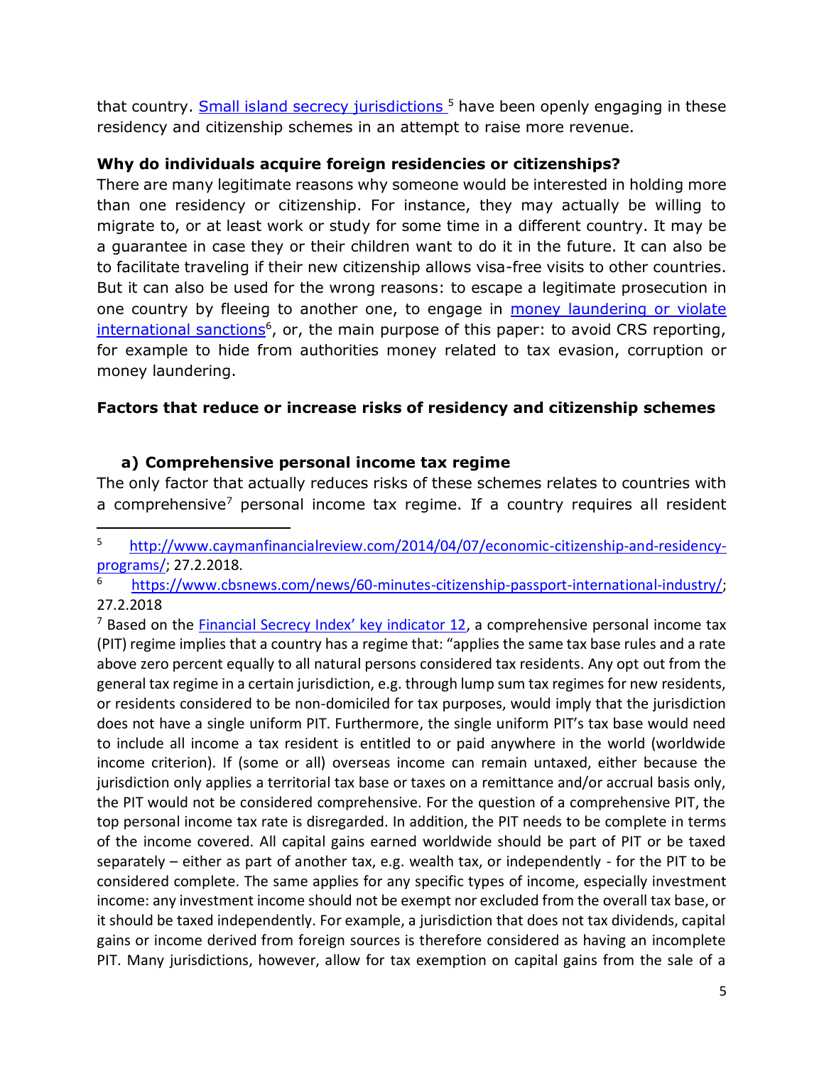that country. [Small island secrecy jurisdictions](http://www.caymanfinancialreview.com/2014/04/07/economic-citizenship-and-residency-programs/) [5] have been openly engaging in these residency and citizenship schemes in an attempt to raise more revenue.

**Why do individuals acquire foreign residencies or citizenships?**

There are many legitimate reasons why someone would be interested in holding more than one residency or citizenship. For instance, they may actually be willing to migrate to, or at least work or study for some time in a different country. It may be a guarantee in case they or their children want to do it in the future. It can also be to facilitate traveling if their new citizenship allows visa-free visits to other countries. But it can also be used for the wrong reasons: to escape a legitimate prosecution in one country by fleeing to another one, to engage in [money laundering or violate international sanctions](https://www.cbsnews.com/news/60-minutes-citizenship-passport-international-industry/)[6], or, the main purpose of this paper: to avoid CRS reporting, for example to hide from authorities money related to tax evasion, corruption or money laundering.

**Factors that reduce or increase risks of residency and citizenship schemes**

**a) Comprehensive personal income tax regime**

The only factor that actually reduces risks of these schemes relates to countries with a comprehensive[7] personal income tax regime. If a country requires all resident

---

[5] http://www.caymanfinancialreview.com/2014/04/07/economic-citizenship-and-residency-programs/; 27.2.2018.

[6] https://www.cbsnews.com/news/60-minutes-citizenship-passport-international-industry/; 27.2.2018

[7] Based on the Financial Secrecy Index' key indicator 12, a comprehensive personal income tax (PIT) regime implies that a country has a regime that: "applies the same tax base rules and a rate above zero percent equally to all natural persons considered tax residents. Any opt out from the general tax regime in a certain jurisdiction, e.g. through lump sum tax regimes for new residents, or residents considered to be non-domiciled for tax purposes, would imply that the jurisdiction does not have a single uniform PIT. Furthermore, the single uniform PIT's tax base would need to include all income a tax resident is entitled to or paid anywhere in the world (worldwide income criterion). If (some or all) overseas income can remain untaxed, either because the jurisdiction only applies a territorial tax base or taxes on a remittance and/or accrual basis only, the PIT would not be considered comprehensive. For the question of a comprehensive PIT, the top personal income tax rate is disregarded. In addition, the PIT needs to be complete in terms of the income covered. All capital gains earned worldwide should be part of PIT or be taxed separately – either as part of another tax, e.g. wealth tax, or independently - for the PIT to be considered complete. The same applies for any specific types of income, especially investment income: any investment income should not be exempt nor excluded from the overall tax base, or it should be taxed independently. For example, a jurisdiction that does not tax dividends, capital gains or income derived from foreign sources is therefore considered as having an incomplete PIT. Many jurisdictions, however, allow for tax exemption on capital gains from the sale of a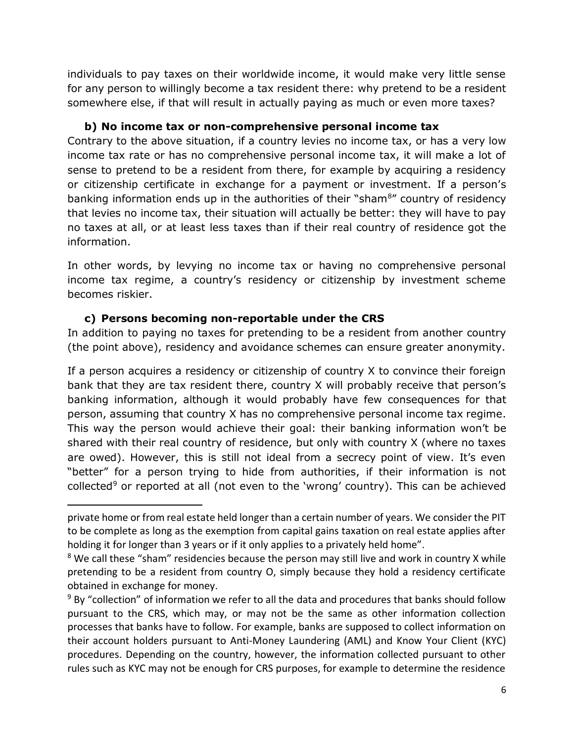individuals to pay taxes on their worldwide income, it would make very little sense for any person to willingly become a tax resident there: why pretend to be a resident somewhere else, if that will result in actually paying as much or even more taxes?

### b) No income tax or non-comprehensive personal income tax

Contrary to the above situation, if a country levies no income tax, or has a very low income tax rate or has no comprehensive personal income tax, it will make a lot of sense to pretend to be a resident from there, for example by acquiring a residency or citizenship certificate in exchange for a payment or investment. If a person's banking information ends up in the authorities of their "sham[8]" country of residency that levies no income tax, their situation will actually be better: they will have to pay no taxes at all, or at least less taxes than if their real country of residence got the information.

In other words, by levying no income tax or having no comprehensive personal income tax regime, a country's residency or citizenship by investment scheme becomes riskier.

### c) Persons becoming non-reportable under the CRS

In addition to paying no taxes for pretending to be a resident from another country (the point above), residency and avoidance schemes can ensure greater anonymity.

If a person acquires a residency or citizenship of country X to convince their foreign bank that they are tax resident there, country X will probably receive that person's banking information, although it would probably have few consequences for that person, assuming that country X has no comprehensive personal income tax regime. This way the person would achieve their goal: their banking information won't be shared with their real country of residence, but only with country X (where no taxes are owed). However, this is still not ideal from a secrecy point of view. It's even "better" for a person trying to hide from authorities, if their information is not collected[9] or reported at all (not even to the 'wrong' country). This can be achieved

---

private home or from real estate held longer than a certain number of years. We consider the PIT to be complete as long as the exemption from capital gains taxation on real estate applies after holding it for longer than 3 years or if it only applies to a privately held home".

[8] We call these "sham" residencies because the person may still live and work in country X while pretending to be a resident from country O, simply because they hold a residency certificate obtained in exchange for money.

[9] By "collection" of information we refer to all the data and procedures that banks should follow pursuant to the CRS, which may, or may not be the same as other information collection processes that banks have to follow. For example, banks are supposed to collect information on their account holders pursuant to Anti-Money Laundering (AML) and Know Your Client (KYC) procedures. Depending on the country, however, the information collected pursuant to other rules such as KYC may not be enough for CRS purposes, for example to determine the residence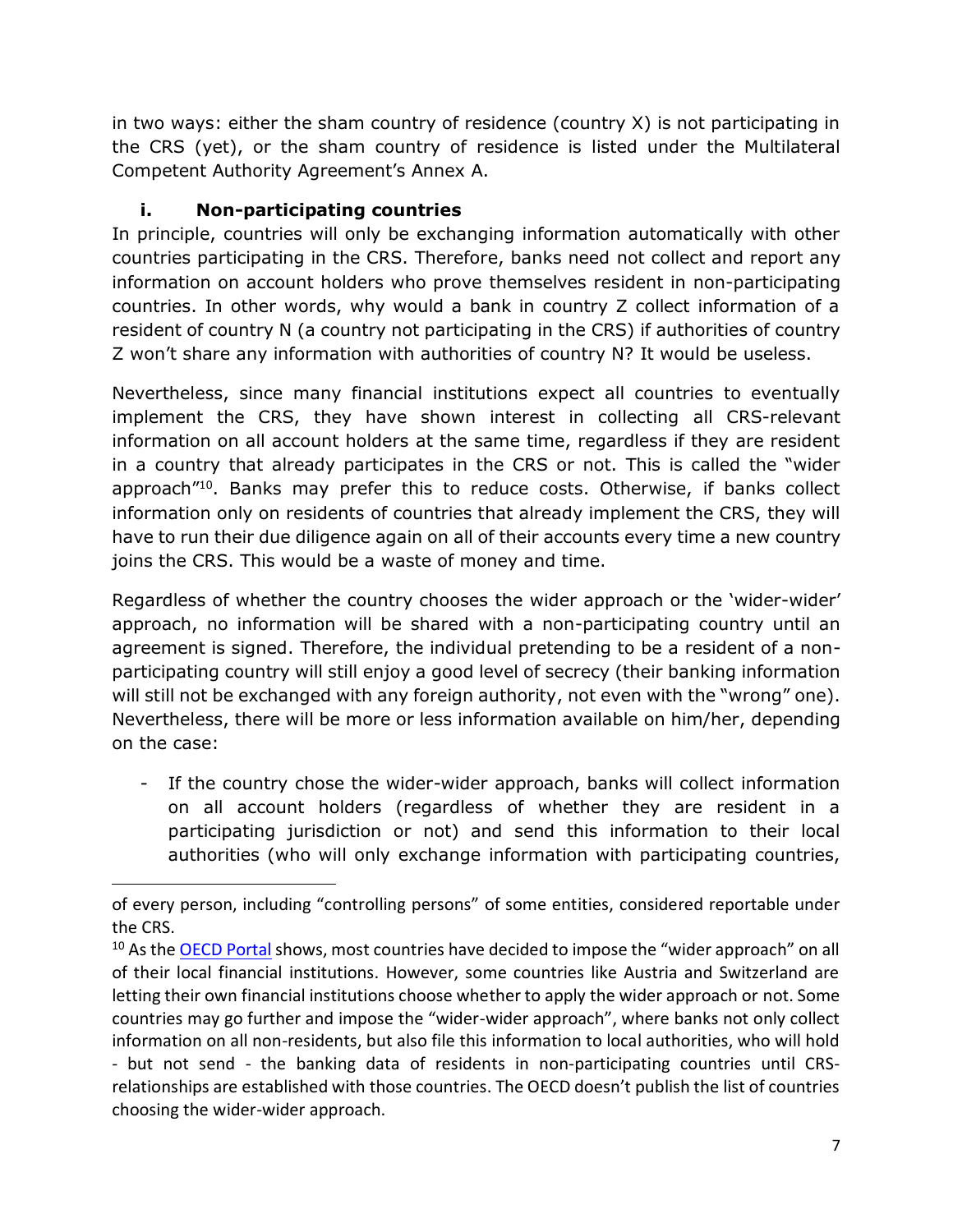in two ways: either the sham country of residence (country X) is not participating in the CRS (yet), or the sham country of residence is listed under the Multilateral Competent Authority Agreement's Annex A.

### i. Non-participating countries

In principle, countries will only be exchanging information automatically with other countries participating in the CRS. Therefore, banks need not collect and report any information on account holders who prove themselves resident in non-participating countries. In other words, why would a bank in country Z collect information of a resident of country N (a country not participating in the CRS) if authorities of country Z won't share any information with authorities of country N? It would be useless.

Nevertheless, since many financial institutions expect all countries to eventually implement the CRS, they have shown interest in collecting all CRS-relevant information on all account holders at the same time, regardless if they are resident in a country that already participates in the CRS or not. This is called the "wider approach"[10]. Banks may prefer this to reduce costs. Otherwise, if banks collect information only on residents of countries that already implement the CRS, they will have to run their due diligence again on all of their accounts every time a new country joins the CRS. This would be a waste of money and time.

Regardless of whether the country chooses the wider approach or the 'wider-wider' approach, no information will be shared with a non-participating country until an agreement is signed. Therefore, the individual pretending to be a resident of a non-participating country will still enjoy a good level of secrecy (their banking information will still not be exchanged with any foreign authority, not even with the "wrong" one). Nevertheless, there will be more or less information available on him/her, depending on the case:

- If the country chose the wider-wider approach, banks will collect information on all account holders (regardless of whether they are resident in a participating jurisdiction or not) and send this information to their local authorities (who will only exchange information with participating countries,

---

of every person, including "controlling persons" of some entities, considered reportable under the CRS.

[10] As the OECD Portal shows, most countries have decided to impose the "wider approach" on all of their local financial institutions. However, some countries like Austria and Switzerland are letting their own financial institutions choose whether to apply the wider approach or not. Some countries may go further and impose the "wider-wider approach", where banks not only collect information on all non-residents, but also file this information to local authorities, who will hold - but not send - the banking data of residents in non-participating countries until CRS-relationships are established with those countries. The OECD doesn't publish the list of countries choosing the wider-wider approach.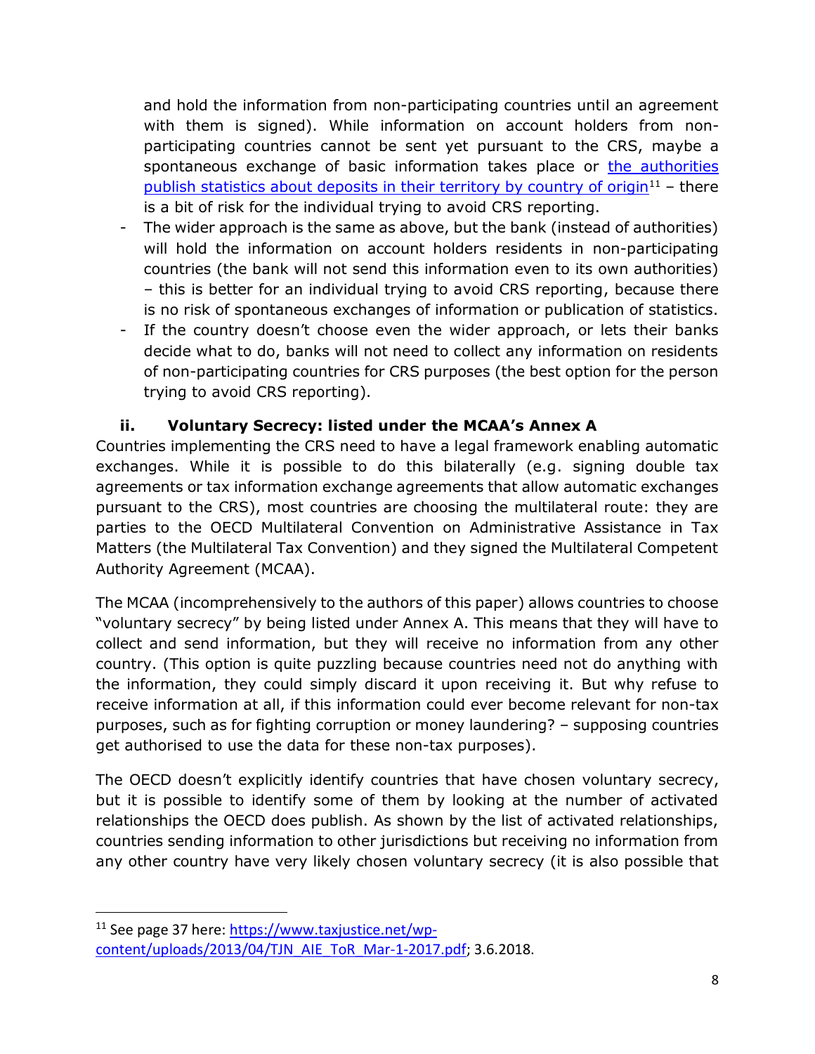and hold the information from non-participating countries until an agreement with them is signed). While information on account holders from non-participating countries cannot be sent yet pursuant to the CRS, maybe a spontaneous exchange of basic information takes place or the authorities publish statistics about deposits in their territory by country of origin[11] – there is a bit of risk for the individual trying to avoid CRS reporting.

- The wider approach is the same as above, but the bank (instead of authorities) will hold the information on account holders residents in non-participating countries (the bank will not send this information even to its own authorities) – this is better for an individual trying to avoid CRS reporting, because there is no risk of spontaneous exchanges of information or publication of statistics.
- If the country doesn't choose even the wider approach, or lets their banks decide what to do, banks will not need to collect any information on residents of non-participating countries for CRS purposes (the best option for the person trying to avoid CRS reporting).

### ii. Voluntary Secrecy: listed under the MCAA's Annex A

Countries implementing the CRS need to have a legal framework enabling automatic exchanges. While it is possible to do this bilaterally (e.g. signing double tax agreements or tax information exchange agreements that allow automatic exchanges pursuant to the CRS), most countries are choosing the multilateral route: they are parties to the OECD Multilateral Convention on Administrative Assistance in Tax Matters (the Multilateral Tax Convention) and they signed the Multilateral Competent Authority Agreement (MCAA).

The MCAA (incomprehensively to the authors of this paper) allows countries to choose "voluntary secrecy" by being listed under Annex A. This means that they will have to collect and send information, but they will receive no information from any other country. (This option is quite puzzling because countries need not do anything with the information, they could simply discard it upon receiving it. But why refuse to receive information at all, if this information could ever become relevant for non-tax purposes, such as for fighting corruption or money laundering? – supposing countries get authorised to use the data for these non-tax purposes).

The OECD doesn't explicitly identify countries that have chosen voluntary secrecy, but it is possible to identify some of them by looking at the number of activated relationships the OECD does publish. As shown by the list of activated relationships, countries sending information to other jurisdictions but receiving no information from any other country have very likely chosen voluntary secrecy (it is also possible that

[11] See page 37 here: https://www.taxjustice.net/wp-content/uploads/2013/04/TJN_AIE_ToR_Mar-1-2017.pdf; 3.6.2018.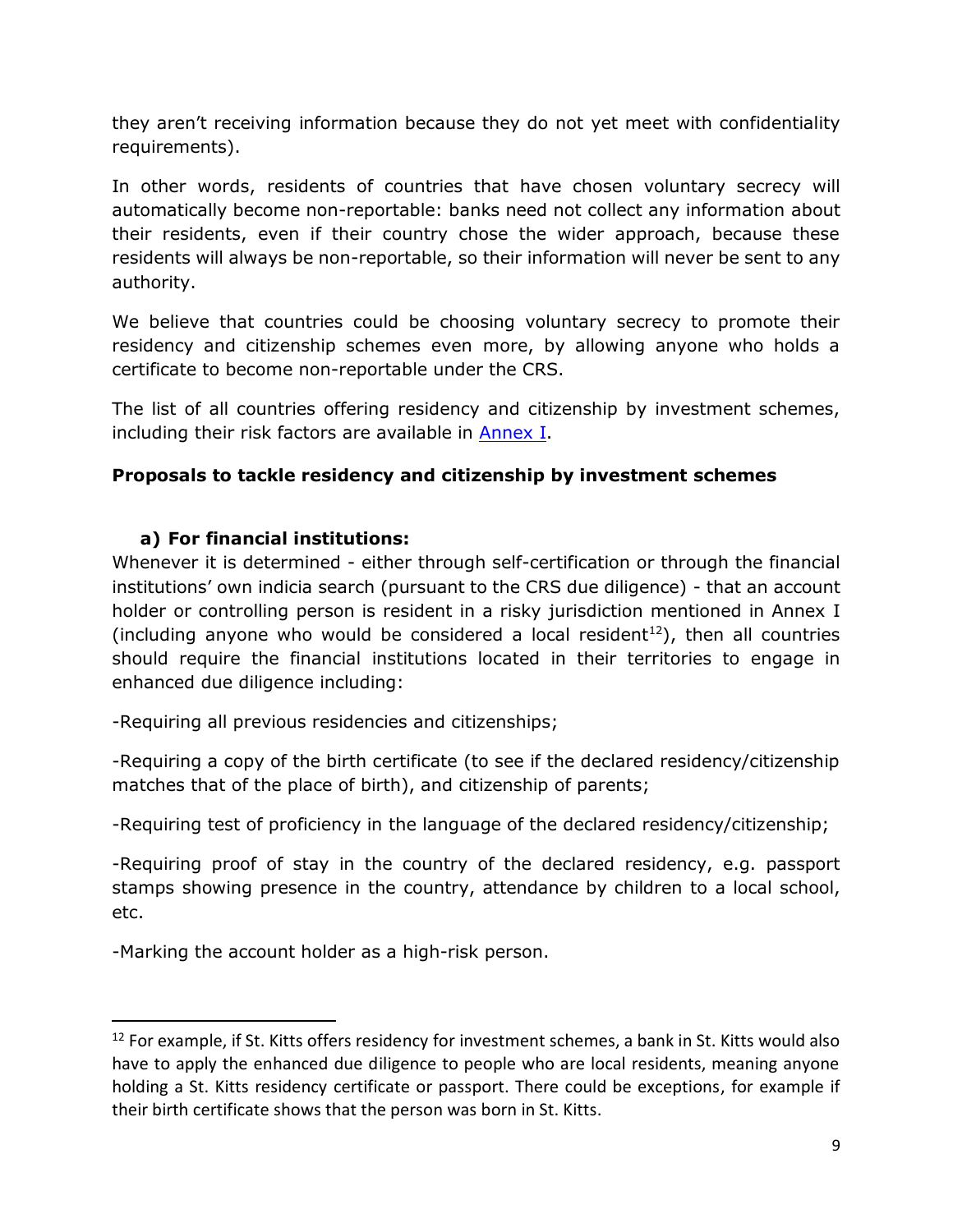they aren't receiving information because they do not yet meet with confidentiality requirements).

In other words, residents of countries that have chosen voluntary secrecy will automatically become non-reportable: banks need not collect any information about their residents, even if their country chose the wider approach, because these residents will always be non-reportable, so their information will never be sent to any authority.

We believe that countries could be choosing voluntary secrecy to promote their residency and citizenship schemes even more, by allowing anyone who holds a certificate to become non-reportable under the CRS.

The list of all countries offering residency and citizenship by investment schemes, including their risk factors are available in Annex I.

**Proposals to tackle residency and citizenship by investment schemes**

**a) For financial institutions:**

Whenever it is determined - either through self-certification or through the financial institutions' own indicia search (pursuant to the CRS due diligence) - that an account holder or controlling person is resident in a risky jurisdiction mentioned in Annex I (including anyone who would be considered a local resident[12]), then all countries should require the financial institutions located in their territories to engage in enhanced due diligence including:

-Requiring all previous residencies and citizenships;

-Requiring a copy of the birth certificate (to see if the declared residency/citizenship matches that of the place of birth), and citizenship of parents;

-Requiring test of proficiency in the language of the declared residency/citizenship;

-Requiring proof of stay in the country of the declared residency, e.g. passport stamps showing presence in the country, attendance by children to a local school, etc.

-Marking the account holder as a high-risk person.

[12] For example, if St. Kitts offers residency for investment schemes, a bank in St. Kitts would also have to apply the enhanced due diligence to people who are local residents, meaning anyone holding a St. Kitts residency certificate or passport. There could be exceptions, for example if their birth certificate shows that the person was born in St. Kitts.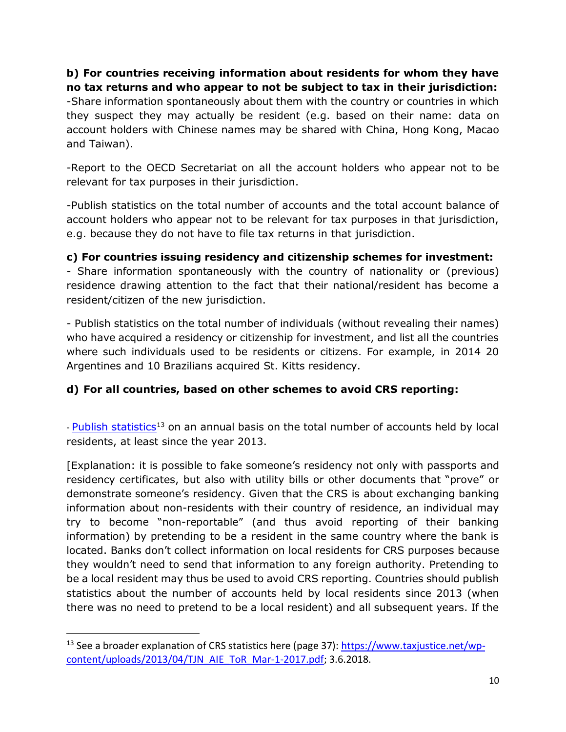**b) For countries receiving information about residents for whom they have no tax returns and who appear to not be subject to tax in their jurisdiction:**
-Share information spontaneously about them with the country or countries in which they suspect they may actually be resident (e.g. based on their name: data on account holders with Chinese names may be shared with China, Hong Kong, Macao and Taiwan).

-Report to the OECD Secretariat on all the account holders who appear not to be relevant for tax purposes in their jurisdiction.

-Publish statistics on the total number of accounts and the total account balance of account holders who appear not to be relevant for tax purposes in that jurisdiction, e.g. because they do not have to file tax returns in that jurisdiction.

**c) For countries issuing residency and citizenship schemes for investment:**
- Share information spontaneously with the country of nationality or (previous) residence drawing attention to the fact that their national/resident has become a resident/citizen of the new jurisdiction.

- Publish statistics on the total number of individuals (without revealing their names) who have acquired a residency or citizenship for investment, and list all the countries where such individuals used to be residents or citizens. For example, in 2014 20 Argentines and 10 Brazilians acquired St. Kitts residency.

**d) For all countries, based on other schemes to avoid CRS reporting:**

- Publish statistics[13] on an annual basis on the total number of accounts held by local residents, at least since the year 2013.

[Explanation: it is possible to fake someone's residency not only with passports and residency certificates, but also with utility bills or other documents that "prove" or demonstrate someone's residency. Given that the CRS is about exchanging banking information about non-residents with their country of residence, an individual may try to become "non-reportable" (and thus avoid reporting of their banking information) by pretending to be a resident in the same country where the bank is located. Banks don't collect information on local residents for CRS purposes because they wouldn't need to send that information to any foreign authority. Pretending to be a local resident may thus be used to avoid CRS reporting. Countries should publish statistics about the number of accounts held by local residents since 2013 (when there was no need to pretend to be a local resident) and all subsequent years. If the

---

[13] See a broader explanation of CRS statistics here (page 37): https://www.taxjustice.net/wp-content/uploads/2013/04/TJN_AIE_ToR_Mar-1-2017.pdf; 3.6.2018.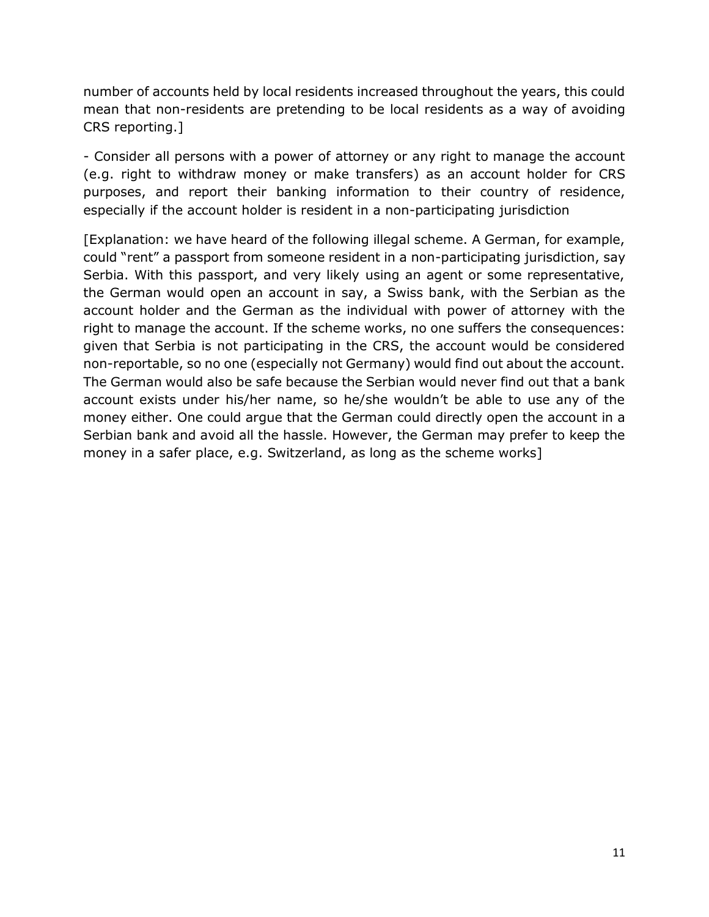number of accounts held by local residents increased throughout the years, this could mean that non-residents are pretending to be local residents as a way of avoiding CRS reporting.]

- Consider all persons with a power of attorney or any right to manage the account (e.g. right to withdraw money or make transfers) as an account holder for CRS purposes, and report their banking information to their country of residence, especially if the account holder is resident in a non-participating jurisdiction

[Explanation: we have heard of the following illegal scheme. A German, for example, could "rent" a passport from someone resident in a non-participating jurisdiction, say Serbia. With this passport, and very likely using an agent or some representative, the German would open an account in say, a Swiss bank, with the Serbian as the account holder and the German as the individual with power of attorney with the right to manage the account. If the scheme works, no one suffers the consequences: given that Serbia is not participating in the CRS, the account would be considered non-reportable, so no one (especially not Germany) would find out about the account. The German would also be safe because the Serbian would never find out that a bank account exists under his/her name, so he/she wouldn't be able to use any of the money either. One could argue that the German could directly open the account in a Serbian bank and avoid all the hassle. However, the German may prefer to keep the money in a safer place, e.g. Switzerland, as long as the scheme works]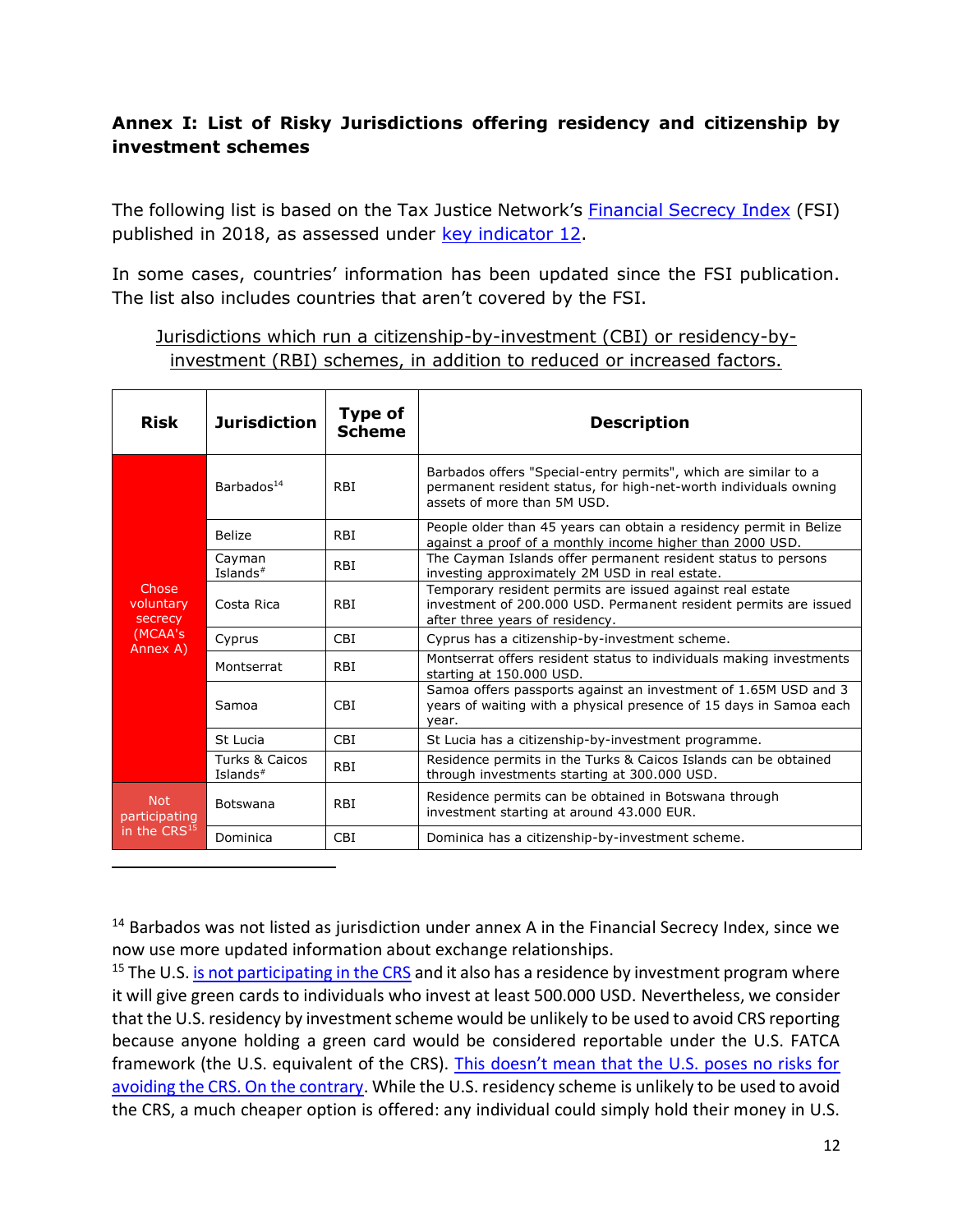## Annex I: List of Risky Jurisdictions offering residency and citizenship by investment schemes

The following list is based on the Tax Justice Network's Financial Secrecy Index (FSI) published in 2018, as assessed under key indicator 12.

In some cases, countries' information has been updated since the FSI publication. The list also includes countries that aren't covered by the FSI.

Jurisdictions which run a citizenship-by-investment (CBI) or residency-by-investment (RBI) schemes, in addition to reduced or increased factors.

| Risk | Jurisdiction | Type of Scheme | Description |
|---|---|---|---|
| Chose voluntary secrecy (MCAA's Annex A) | Barbados[14] | RBI | Barbados offers "Special-entry permits", which are similar to a permanent resident status, for high-net-worth individuals owning assets of more than 5M USD. |
| | Belize | RBI | People older than 45 years can obtain a residency permit in Belize against a proof of a monthly income higher than 2000 USD. |
| | Cayman Islands# | RBI | The Cayman Islands offer permanent resident status to persons investing approximately 2M USD in real estate. |
| | Costa Rica | RBI | Temporary resident permits are issued against real estate investment of 200.000 USD. Permanent resident permits are issued after three years of residency. |
| | Cyprus | CBI | Cyprus has a citizenship-by-investment scheme. |
| | Montserrat | RBI | Montserrat offers resident status to individuals making investments starting at 150.000 USD. |
| | Samoa | CBI | Samoa offers passports against an investment of 1.65M USD and 3 years of waiting with a physical presence of 15 days in Samoa each year. |
| | St Lucia | CBI | St Lucia has a citizenship-by-investment programme. |
| | Turks & Caicos Islands# | RBI | Residence permits in the Turks & Caicos Islands can be obtained through investments starting at 300.000 USD. |
| Not participating in the CRS[15] | Botswana | RBI | Residence permits can be obtained in Botswana through investment starting at around 43.000 EUR. |
| | Dominica | CBI | Dominica has a citizenship-by-investment scheme. |

---

[14] Barbados was not listed as jurisdiction under annex A in the Financial Secrecy Index, since we now use more updated information about exchange relationships.

[15] The U.S. is not participating in the CRS and it also has a residence by investment program where it will give green cards to individuals who invest at least 500.000 USD. Nevertheless, we consider that the U.S. residency by investment scheme would be unlikely to be used to avoid CRS reporting because anyone holding a green card would be considered reportable under the U.S. FATCA framework (the U.S. equivalent of the CRS). This doesn't mean that the U.S. poses no risks for avoiding the CRS. On the contrary. While the U.S. residency scheme is unlikely to be used to avoid the CRS, a much cheaper option is offered: any individual could simply hold their money in U.S.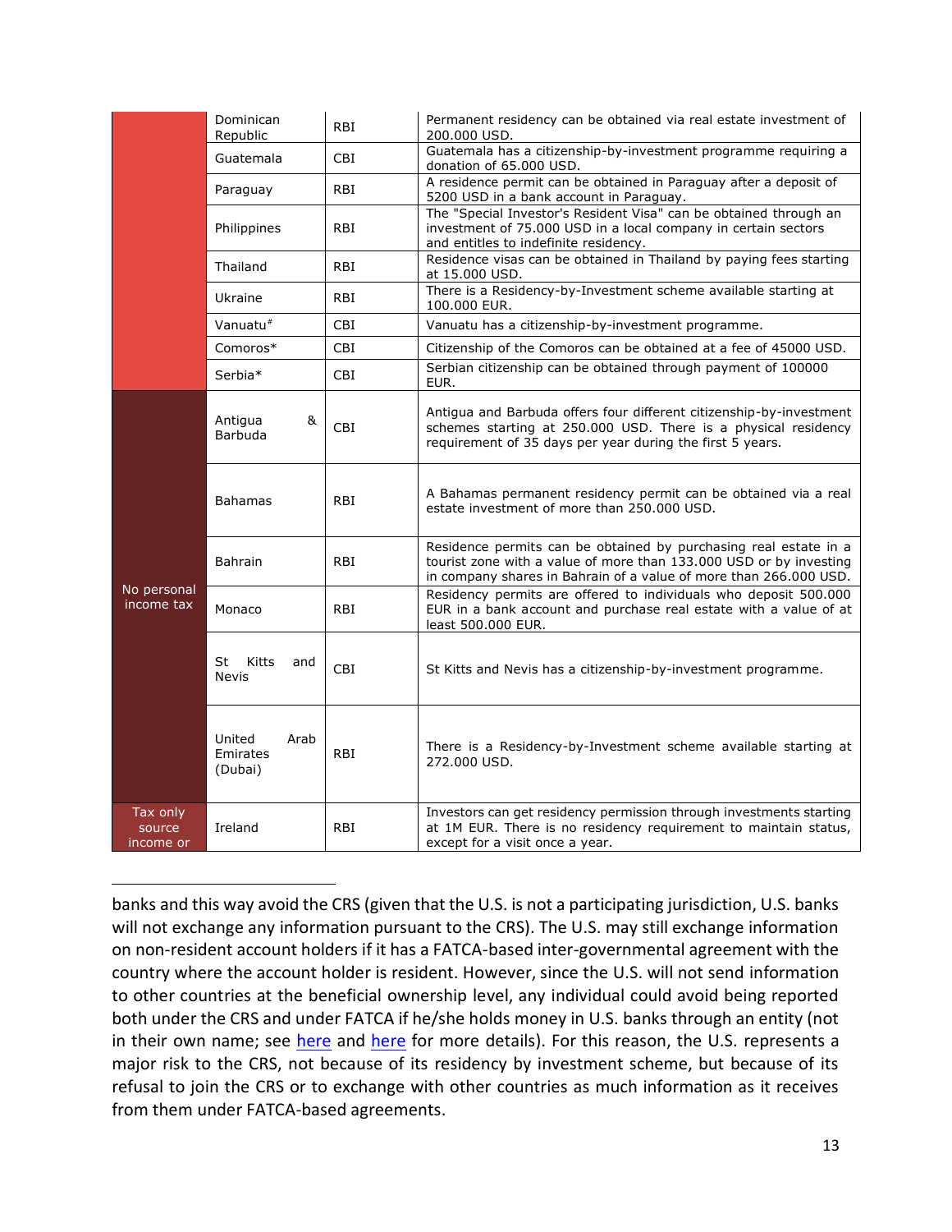| | | | |
|---|---|---|---|
| | Dominican Republic | RBI | Permanent residency can be obtained via real estate investment of 200.000 USD. |
| | Guatemala | CBI | Guatemala has a citizenship-by-investment programme requiring a donation of 65.000 USD. |
| | Paraguay | RBI | A residence permit can be obtained in Paraguay after a deposit of 5200 USD in a bank account in Paraguay. |
| | Philippines | RBI | The "Special Investor's Resident Visa" can be obtained through an investment of 75.000 USD in a local company in certain sectors and entitles to indefinite residency. |
| | Thailand | RBI | Residence visas can be obtained in Thailand by paying fees starting at 15.000 USD. |
| | Ukraine | RBI | There is a Residency-by-Investment scheme available starting at 100.000 EUR. |
| | Vanuatu# | CBI | Vanuatu has a citizenship-by-investment programme. |
| | Comoros* | CBI | Citizenship of the Comoros can be obtained at a fee of 45000 USD. |
| | Serbia* | CBI | Serbian citizenship can be obtained through payment of 100000 EUR. |
| No personal income tax | Antigua & Barbuda | CBI | Antigua and Barbuda offers four different citizenship-by-investment schemes starting at 250.000 USD. There is a physical residency requirement of 35 days per year during the first 5 years. |
| | Bahamas | RBI | A Bahamas permanent residency permit can be obtained via a real estate investment of more than 250.000 USD. |
| | Bahrain | RBI | Residence permits can be obtained by purchasing real estate in a tourist zone with a value of more than 133.000 USD or by investing in company shares in Bahrain of a value of more than 266.000 USD. |
| | Monaco | RBI | Residency permits are offered to individuals who deposit 500.000 EUR in a bank account and purchase real estate with a value of at least 500.000 EUR. |
| | St Kitts and Nevis | CBI | St Kitts and Nevis has a citizenship-by-investment programme. |
| | United Arab Emirates (Dubai) | RBI | There is a Residency-by-Investment scheme available starting at 272.000 USD. |
| Tax only source income or | Ireland | RBI | Investors can get residency permission through investments starting at 1M EUR. There is no residency requirement to maintain status, except for a visit once a year. |

banks and this way avoid the CRS (given that the U.S. is not a participating jurisdiction, U.S. banks will not exchange any information pursuant to the CRS). The U.S. may still exchange information on non-resident account holders if it has a FATCA-based inter-governmental agreement with the country where the account holder is resident. However, since the U.S. will not send information to other countries at the beneficial ownership level, any individual could avoid being reported both under the CRS and under FATCA if he/she holds money in U.S. banks through an entity (not in their own name; see here and here for more details). For this reason, the U.S. represents a major risk to the CRS, not because of its residency by investment scheme, but because of its refusal to join the CRS or to exchange with other countries as much information as it receives from them under FATCA-based agreements.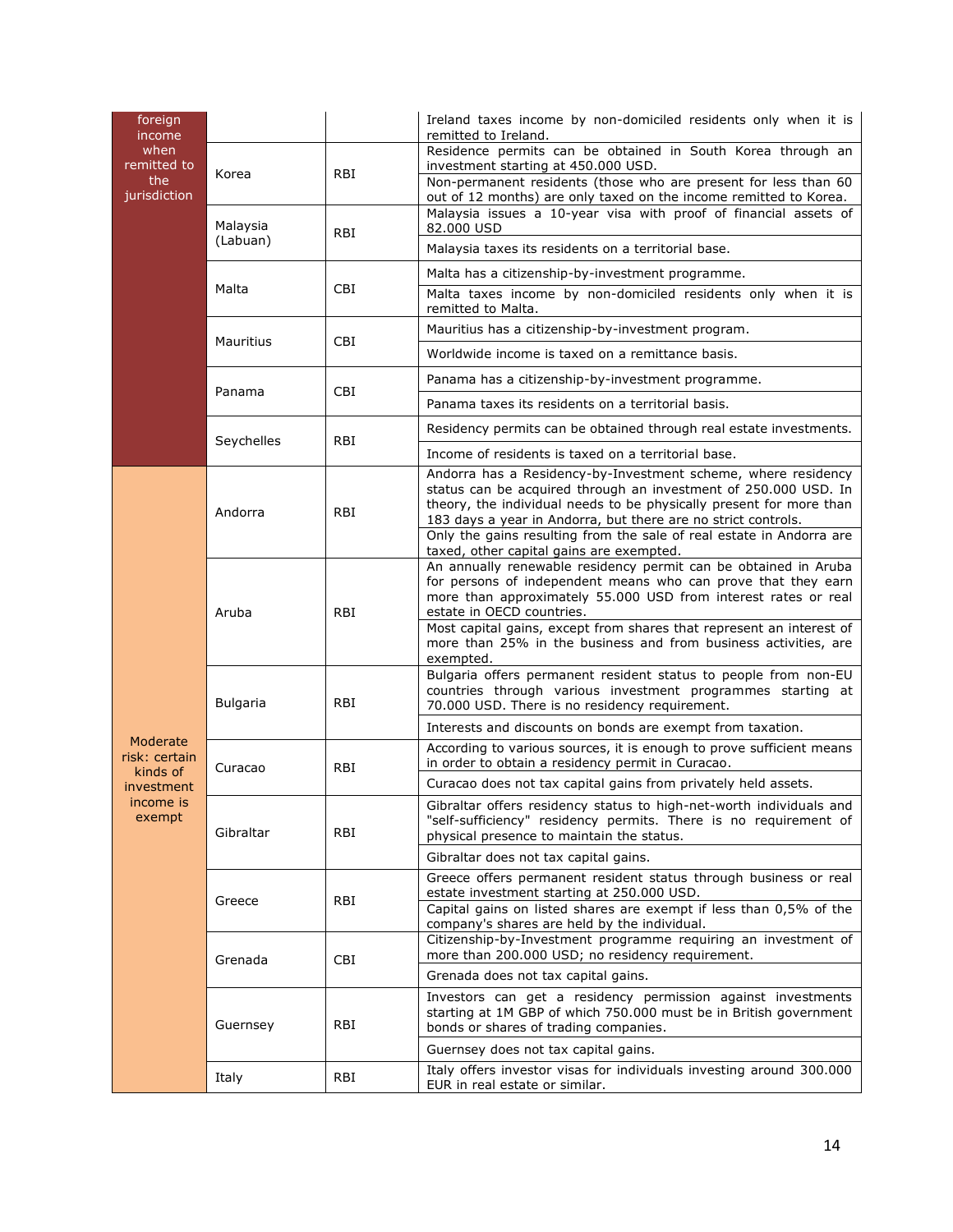| | | | |
|---|---|---|---|
| foreign income when remitted to the jurisdiction | | | Ireland taxes income by non-domiciled residents only when it is remitted to Ireland. |
| | Korea | RBI | Residence permits can be obtained in South Korea through an investment starting at 450.000 USD. |
| | | | Non-permanent residents (those who are present for less than 60 out of 12 months) are only taxed on the income remitted to Korea. |
| | Malaysia (Labuan) | RBI | Malaysia issues a 10-year visa with proof of financial assets of 82.000 USD |
| | | | Malaysia taxes its residents on a territorial base. |
| | Malta | CBI | Malta has a citizenship-by-investment programme. |
| | | | Malta taxes income by non-domiciled residents only when it is remitted to Malta. |
| | Mauritius | CBI | Mauritius has a citizenship-by-investment program. |
| | | | Worldwide income is taxed on a remittance basis. |
| | Panama | CBI | Panama has a citizenship-by-investment programme. |
| | | | Panama taxes its residents on a territorial basis. |
| | Seychelles | RBI | Residency permits can be obtained through real estate investments. |
| | | | Income of residents is taxed on a territorial base. |
| Moderate risk: certain kinds of investment income is exempt | Andorra | RBI | Andorra has a Residency-by-Investment scheme, where residency status can be acquired through an investment of 250.000 USD. In theory, the individual needs to be physically present for more than 183 days a year in Andorra, but there are no strict controls. |
| | | | Only the gains resulting from the sale of real estate in Andorra are taxed, other capital gains are exempted. |
| | Aruba | RBI | An annually renewable residency permit can be obtained in Aruba for persons of independent means who can prove that they earn more than approximately 55.000 USD from interest rates or real estate in OECD countries. |
| | | | Most capital gains, except from shares that represent an interest of more than 25% in the business and from business activities, are exempted. |
| | Bulgaria | RBI | Bulgaria offers permanent resident status to people from non-EU countries through various investment programmes starting at 70.000 USD. There is no residency requirement. |
| | | | Interests and discounts on bonds are exempt from taxation. |
| | Curacao | RBI | According to various sources, it is enough to prove sufficient means in order to obtain a residency permit in Curacao. |
| | | | Curacao does not tax capital gains from privately held assets. |
| | Gibraltar | RBI | Gibraltar offers residency status to high-net-worth individuals and "self-sufficiency" residency permits. There is no requirement of physical presence to maintain the status. |
| | | | Gibraltar does not tax capital gains. |
| | Greece | RBI | Greece offers permanent resident status through business or real estate investment starting at 250.000 USD. |
| | | | Capital gains on listed shares are exempt if less than 0,5% of the company's shares are held by the individual. |
| | Grenada | CBI | Citizenship-by-Investment programme requiring an investment of more than 200.000 USD; no residency requirement. |
| | | | Grenada does not tax capital gains. |
| | Guernsey | RBI | Investors can get a residency permission against investments starting at 1M GBP of which 750.000 must be in British government bonds or shares of trading companies. |
| | | | Guernsey does not tax capital gains. |
| | Italy | RBI | Italy offers investor visas for individuals investing around 300.000 EUR in real estate or similar. |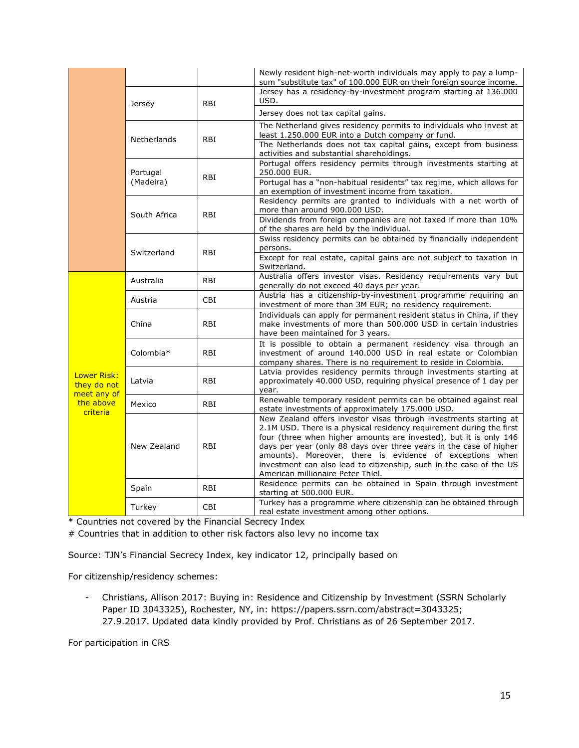| | | | |
|---|---|---|---|
| | | | Newly resident high-net-worth individuals may apply to pay a lump-sum "substitute tax" of 100.000 EUR on their foreign source income. |
| | Jersey | RBI | Jersey has a residency-by-investment program starting at 136.000 USD. |
| | | | Jersey does not tax capital gains. |
| | Netherlands | RBI | The Netherland gives residency permits to individuals who invest at least 1.250.000 EUR into a Dutch company or fund. |
| | | | The Netherlands does not tax capital gains, except from business activities and substantial shareholdings. |
| | Portugal (Madeira) | RBI | Portugal offers residency permits through investments starting at 250.000 EUR. |
| | | | Portugal has a "non-habitual residents" tax regime, which allows for an exemption of investment income from taxation. |
| | South Africa | RBI | Residency permits are granted to individuals with a net worth of more than around 900.000 USD. |
| | | | Dividends from foreign companies are not taxed if more than 10% of the shares are held by the individual. |
| | Switzerland | RBI | Swiss residency permits can be obtained by financially independent persons. |
| | | | Except for real estate, capital gains are not subject to taxation in Switzerland. |
| Lower Risk: they do not meet any of the above criteria | Australia | RBI | Australia offers investor visas. Residency requirements vary but generally do not exceed 40 days per year. |
| | Austria | CBI | Austria has a citizenship-by-investment programme requiring an investment of more than 3M EUR; no residency requirement. |
| | China | RBI | Individuals can apply for permanent resident status in China, if they make investments of more than 500.000 USD in certain industries have been maintained for 3 years. |
| | Colombia* | RBI | It is possible to obtain a permanent residency visa through an investment of around 140.000 USD in real estate or Colombian company shares. There is no requirement to reside in Colombia. |
| | Latvia | RBI | Latvia provides residency permits through investments starting at approximately 40.000 USD, requiring physical presence of 1 day per year. |
| | Mexico | RBI | Renewable temporary resident permits can be obtained against real estate investments of approximately 175.000 USD. |
| | New Zealand | RBI | New Zealand offers investor visas through investments starting at 2.1M USD. There is a physical residency requirement during the first four (three when higher amounts are invested), but it is only 146 days per year (only 88 days over three years in the case of higher amounts). Moreover, there is evidence of exceptions when investment can also lead to citizenship, such in the case of the US American millionaire Peter Thiel. |
| | Spain | RBI | Residence permits can be obtained in Spain through investment starting at 500.000 EUR. |
| | Turkey | CBI | Turkey has a programme where citizenship can be obtained through real estate investment among other options. |

* Countries not covered by the Financial Secrecy Index

# Countries that in addition to other risk factors also levy no income tax

Source: TJN's Financial Secrecy Index, key indicator 12, principally based on

For citizenship/residency schemes:

- Christians, Allison 2017: Buying in: Residence and Citizenship by Investment (SSRN Scholarly Paper ID 3043325), Rochester, NY, in: https://papers.ssrn.com/abstract=3043325; 27.9.2017. Updated data kindly provided by Prof. Christians as of 26 September 2017.

For participation in CRS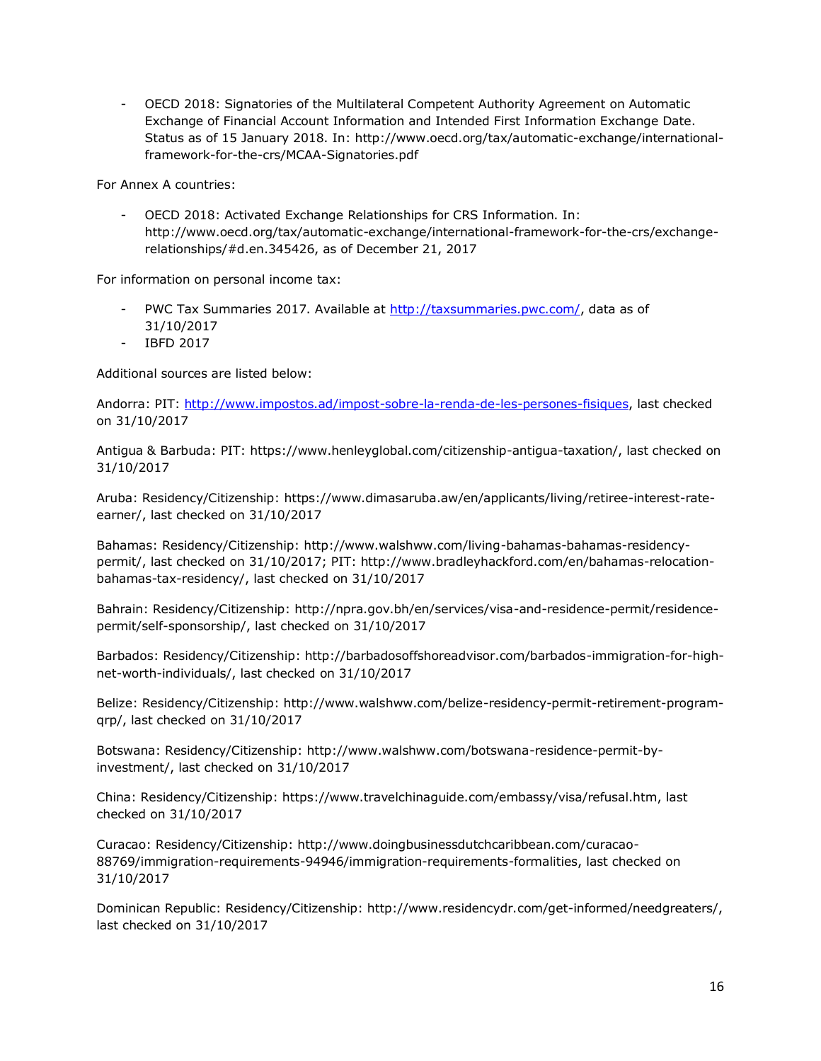- OECD 2018: Signatories of the Multilateral Competent Authority Agreement on Automatic Exchange of Financial Account Information and Intended First Information Exchange Date. Status as of 15 January 2018. In: http://www.oecd.org/tax/automatic-exchange/international-framework-for-the-crs/MCAA-Signatories.pdf

For Annex A countries:

- OECD 2018: Activated Exchange Relationships for CRS Information. In: http://www.oecd.org/tax/automatic-exchange/international-framework-for-the-crs/exchange-relationships/#d.en.345426, as of December 21, 2017

For information on personal income tax:

- PWC Tax Summaries 2017. Available at http://taxsummaries.pwc.com/, data as of 31/10/2017
- IBFD 2017

Additional sources are listed below:

Andorra: PIT: http://www.impostos.ad/impost-sobre-la-renda-de-les-persones-fisiques, last checked on 31/10/2017

Antigua & Barbuda: PIT: https://www.henleyglobal.com/citizenship-antigua-taxation/, last checked on 31/10/2017

Aruba: Residency/Citizenship: https://www.dimasaruba.aw/en/applicants/living/retiree-interest-rate-earner/, last checked on 31/10/2017

Bahamas: Residency/Citizenship: http://www.walshww.com/living-bahamas-bahamas-residency-permit/, last checked on 31/10/2017; PIT: http://www.bradleyhackford.com/en/bahamas-relocation-bahamas-tax-residency/, last checked on 31/10/2017

Bahrain: Residency/Citizenship: http://npra.gov.bh/en/services/visa-and-residence-permit/residence-permit/self-sponsorship/, last checked on 31/10/2017

Barbados: Residency/Citizenship: http://barbadosoffshoreadvisor.com/barbados-immigration-for-high-net-worth-individuals/, last checked on 31/10/2017

Belize: Residency/Citizenship: http://www.walshww.com/belize-residency-permit-retirement-program-qrp/, last checked on 31/10/2017

Botswana: Residency/Citizenship: http://www.walshww.com/botswana-residence-permit-by-investment/, last checked on 31/10/2017

China: Residency/Citizenship: https://www.travelchinaguide.com/embassy/visa/refusal.htm, last checked on 31/10/2017

Curacao: Residency/Citizenship: http://www.doingbusinessdutchcaribbean.com/curacao-88769/immigration-requirements-94946/immigration-requirements-formalities, last checked on 31/10/2017

Dominican Republic: Residency/Citizenship: http://www.residencydr.com/get-informed/needgreaters/, last checked on 31/10/2017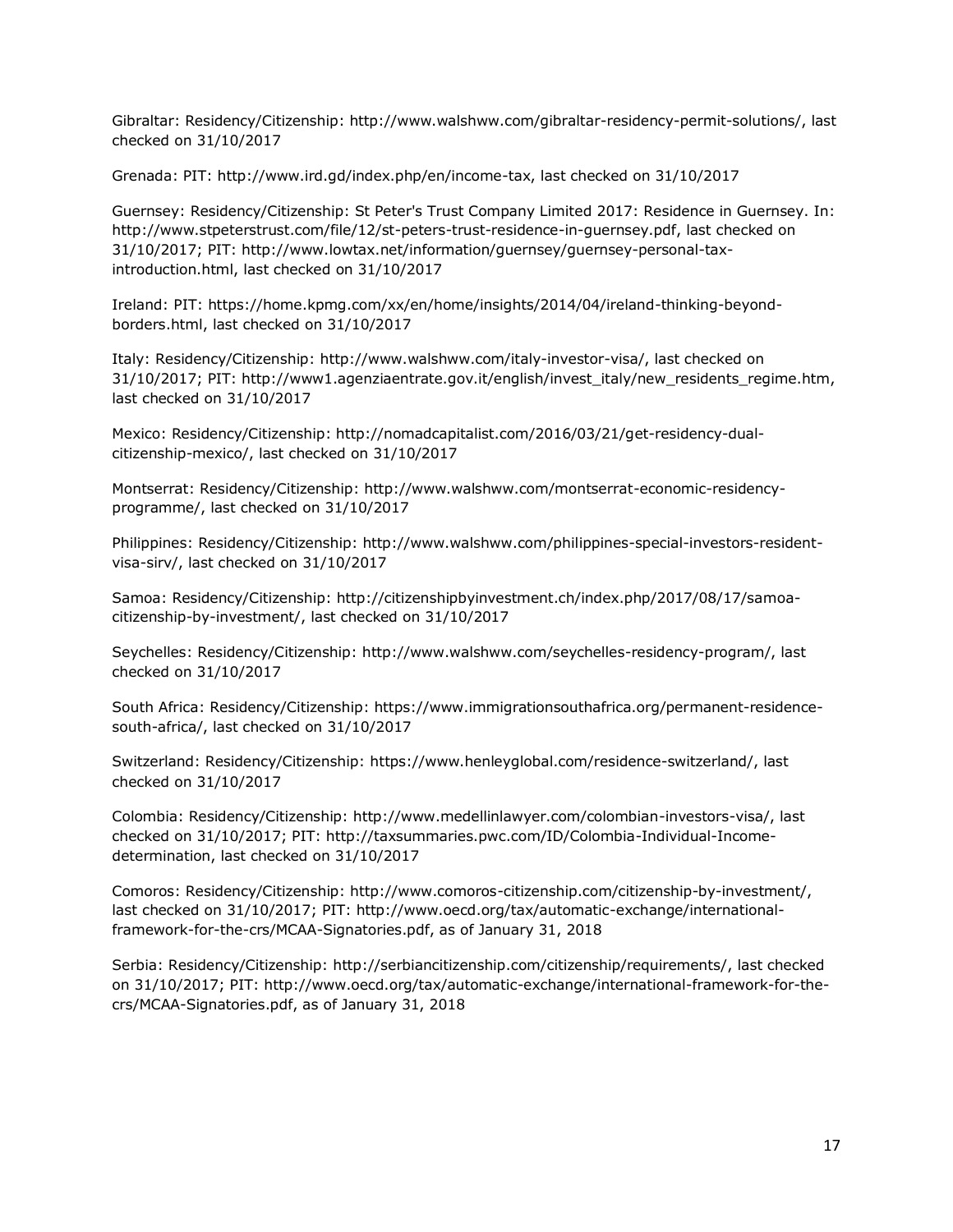Gibraltar: Residency/Citizenship: http://www.walshww.com/gibraltar-residency-permit-solutions/, last checked on 31/10/2017

Grenada: PIT: http://www.ird.gd/index.php/en/income-tax, last checked on 31/10/2017

Guernsey: Residency/Citizenship: St Peter's Trust Company Limited 2017: Residence in Guernsey. In: http://www.stpeterstrust.com/file/12/st-peters-trust-residence-in-guernsey.pdf, last checked on 31/10/2017; PIT: http://www.lowtax.net/information/guernsey/guernsey-personal-tax-introduction.html, last checked on 31/10/2017

Ireland: PIT: https://home.kpmg.com/xx/en/home/insights/2014/04/ireland-thinking-beyond-borders.html, last checked on 31/10/2017

Italy: Residency/Citizenship: http://www.walshww.com/italy-investor-visa/, last checked on 31/10/2017; PIT: http://www1.agenziaentrate.gov.it/english/invest_italy/new_residents_regime.htm, last checked on 31/10/2017

Mexico: Residency/Citizenship: http://nomadcapitalist.com/2016/03/21/get-residency-dual-citizenship-mexico/, last checked on 31/10/2017

Montserrat: Residency/Citizenship: http://www.walshww.com/montserrat-economic-residency-programme/, last checked on 31/10/2017

Philippines: Residency/Citizenship: http://www.walshww.com/philippines-special-investors-resident-visa-sirv/, last checked on 31/10/2017

Samoa: Residency/Citizenship: http://citizenshipbyinvestment.ch/index.php/2017/08/17/samoa-citizenship-by-investment/, last checked on 31/10/2017

Seychelles: Residency/Citizenship: http://www.walshww.com/seychelles-residency-program/, last checked on 31/10/2017

South Africa: Residency/Citizenship: https://www.immigrationsouthafrica.org/permanent-residence-south-africa/, last checked on 31/10/2017

Switzerland: Residency/Citizenship: https://www.henleyglobal.com/residence-switzerland/, last checked on 31/10/2017

Colombia: Residency/Citizenship: http://www.medellinlawyer.com/colombian-investors-visa/, last checked on 31/10/2017; PIT: http://taxsummaries.pwc.com/ID/Colombia-Individual-Income-determination, last checked on 31/10/2017

Comoros: Residency/Citizenship: http://www.comoros-citizenship.com/citizenship-by-investment/, last checked on 31/10/2017; PIT: http://www.oecd.org/tax/automatic-exchange/international-framework-for-the-crs/MCAA-Signatories.pdf, as of January 31, 2018

Serbia: Residency/Citizenship: http://serbiancitizenship.com/citizenship/requirements/, last checked on 31/10/2017; PIT: http://www.oecd.org/tax/automatic-exchange/international-framework-for-the-crs/MCAA-Signatories.pdf, as of January 31, 2018